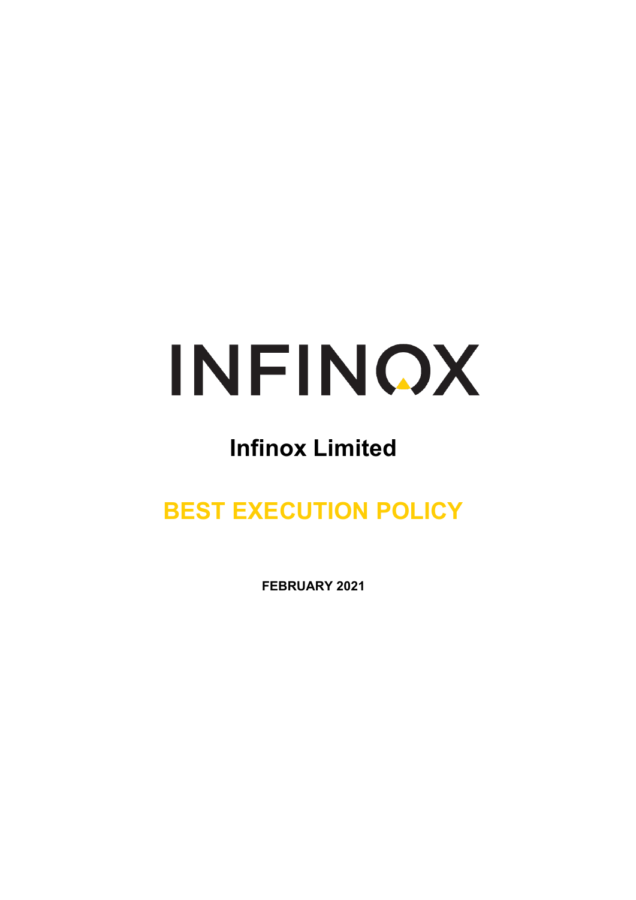# INFINOX

## Infinox Limited

# BEST EXECUTION POLICY

**FEBRUARY 2021**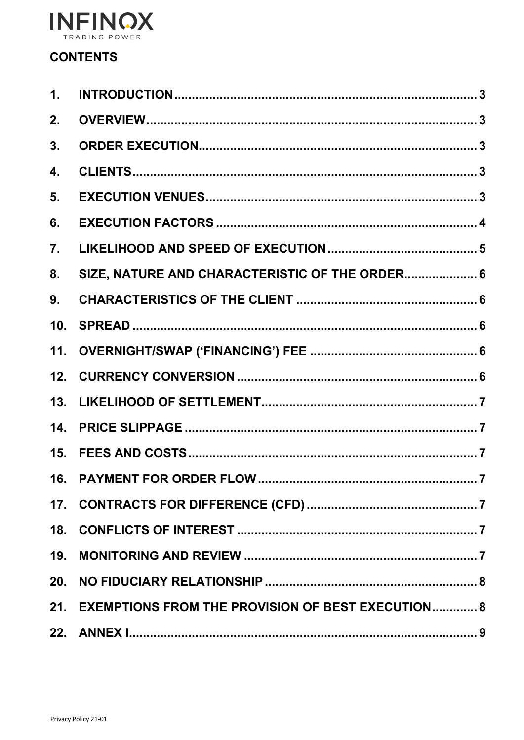## CONTENTS

1. INTRODUCTION ........................................................................................ 3
2. OVERVIEW ................................................................................................ 3
3. ORDER EXECUTION ................................................................................. 3
4. CLIENTS .................................................................................................... 3
5. EXECUTION VENUES ............................................................................... 3
6. EXECUTION FACTORS ............................................................................ 4
7. LIKELIHOOD AND SPEED OF EXECUTION ............................................ 5
8. SIZE, NATURE AND CHARACTERISTIC OF THE ORDER ...................... 6
9. CHARACTERISTICS OF THE CLIENT ..................................................... 6
10. SPREAD .................................................................................................... 6
11. OVERNIGHT/SWAP ('FINANCING') FEE ................................................ 6
12. CURRENCY CONVERSION ..................................................................... 6
13. LIKELIHOOD OF SETTLEMENT .............................................................. 7
14. PRICE SLIPPAGE ..................................................................................... 7
15. FEES AND COSTS .................................................................................... 7
16. PAYMENT FOR ORDER FLOW ............................................................... 7
17. CONTRACTS FOR DIFFERENCE (CFD) ................................................. 7
18. CONFLICTS OF INTEREST ..................................................................... 7
19. MONITORING AND REVIEW ................................................................... 7
20. NO FIDUCIARY RELATIONSHIP ............................................................. 8
21. EXEMPTIONS FROM THE PROVISION OF BEST EXECUTION ............. 8
22. ANNEX I .................................................................................................... 9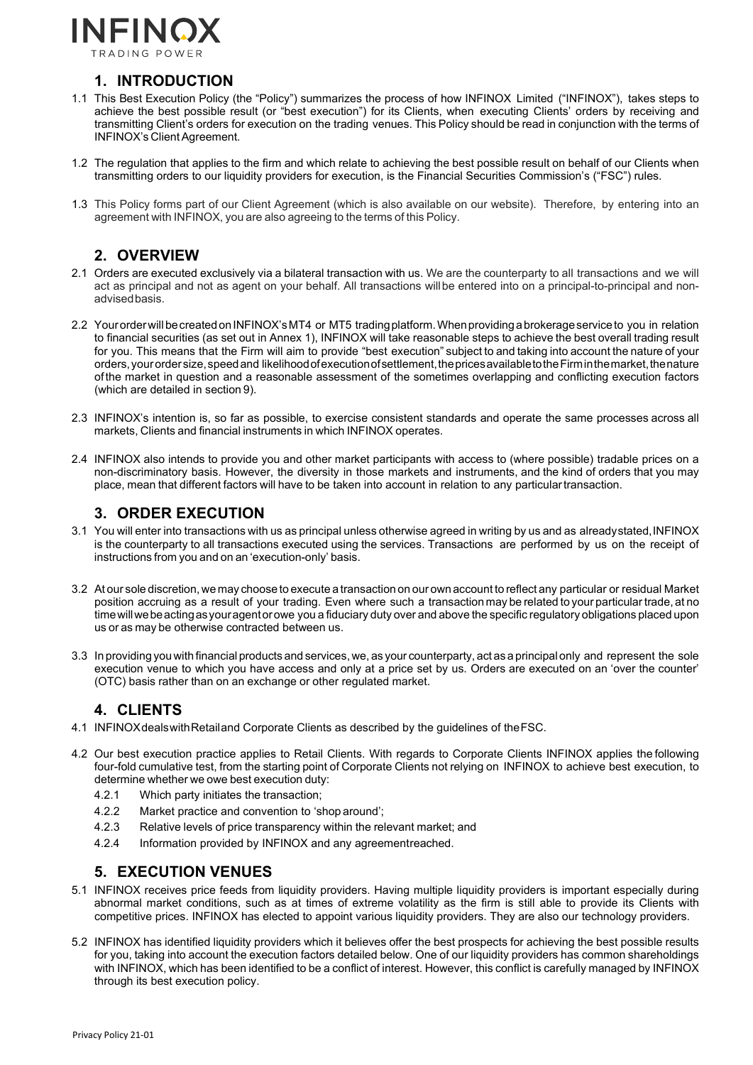## 1. INTRODUCTION

1.1 This Best Execution Policy (the "Policy") summarizes the process of how INFINOX Limited ("INFINOX"), takes steps to achieve the best possible result (or "best execution") for its Clients, when executing Clients' orders by receiving and transmitting Client's orders for execution on the trading venues. This Policy should be read in conjunction with the terms of INFINOX's Client Agreement.

1.2 The regulation that applies to the firm and which relate to achieving the best possible result on behalf of our Clients when transmitting orders to our liquidity providers for execution, is the Financial Securities Commission's ("FSC") rules.

1.3 This Policy forms part of our Client Agreement (which is also available on our website). Therefore, by entering into an agreement with INFINOX, you are also agreeing to the terms of this Policy.

## 2. OVERVIEW

2.1 Orders are executed exclusively via a bilateral transaction with us. We are the counterparty to all transactions and we will act as principal and not as agent on your behalf. All transactions will be entered into on a principal-to-principal and non-advised basis.

2.2 Your order will be created on INFINOX's MT4 or MT5 trading platform. When providing a brokerage service to you in relation to financial securities (as set out in Annex 1), INFINOX will take reasonable steps to achieve the best overall trading result for you. This means that the Firm will aim to provide "best execution" subject to and taking into account the nature of your orders, your order size, speed and likelihood of execution of settlement, the prices available to the Firm in the market, the nature of the market in question and a reasonable assessment of the sometimes overlapping and conflicting execution factors (which are detailed in section 9).

2.3 INFINOX's intention is, so far as possible, to exercise consistent standards and operate the same processes across all markets, Clients and financial instruments in which INFINOX operates.

2.4 INFINOX also intends to provide you and other market participants with access to (where possible) tradable prices on a non-discriminatory basis. However, the diversity in those markets and instruments, and the kind of orders that you may place, mean that different factors will have to be taken into account in relation to any particular transaction.

## 3. ORDER EXECUTION

3.1 You will enter into transactions with us as principal unless otherwise agreed in writing by us and as already stated, INFINOX is the counterparty to all transactions executed using the services. Transactions are performed by us on the receipt of instructions from you and on an 'execution-only' basis.

3.2 At our sole discretion, we may choose to execute a transaction on our own account to reflect any particular or residual Market position accruing as a result of your trading. Even where such a transaction may be related to your particular trade, at no time will we be acting as your agent or owe you a fiduciary duty over and above the specific regulatory obligations placed upon us or as may be otherwise contracted between us.

3.3 In providing you with financial products and services, we, as your counterparty, act as a principal only and represent the sole execution venue to which you have access and only at a price set by us. Orders are executed on an 'over the counter' (OTC) basis rather than on an exchange or other regulated market.

## 4. CLIENTS

4.1 INFINOX deals with Retail and Corporate Clients as described by the guidelines of the FSC.

4.2 Our best execution practice applies to Retail Clients. With regards to Corporate Clients INFINOX applies the following four-fold cumulative test, from the starting point of Corporate Clients not relying on INFINOX to achieve best execution, to determine whether we owe best execution duty:

- 4.2.1 Which party initiates the transaction;
- 4.2.2 Market practice and convention to 'shop around';
- 4.2.3 Relative levels of price transparency within the relevant market; and
- 4.2.4 Information provided by INFINOX and any agreement reached.

## 5. EXECUTION VENUES

5.1 INFINOX receives price feeds from liquidity providers. Having multiple liquidity providers is important especially during abnormal market conditions, such as at times of extreme volatility as the firm is still able to provide its Clients with competitive prices. INFINOX has elected to appoint various liquidity providers. They are also our technology providers.

5.2 INFINOX has identified liquidity providers which it believes offer the best prospects for achieving the best possible results for you, taking into account the execution factors detailed below. One of our liquidity providers has common shareholdings with INFINOX, which has been identified to be a conflict of interest. However, this conflict is carefully managed by INFINOX through its best execution policy.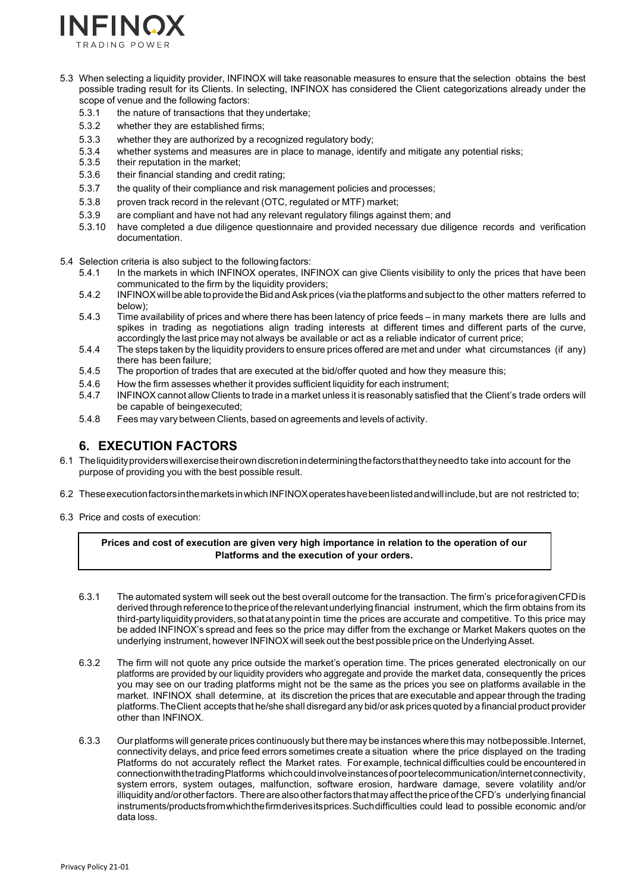5.3 When selecting a liquidity provider, INFINOX will take reasonable measures to ensure that the selection obtains the best possible trading result for its Clients. In selecting, INFINOX has considered the Client categorizations already under the scope of venue and the following factors:

- 5.3.1 the nature of transactions that they undertake;
- 5.3.2 whether they are established firms;
- 5.3.3 whether they are authorized by a recognized regulatory body;
- 5.3.4 whether systems and measures are in place to manage, identify and mitigate any potential risks;
- 5.3.5 their reputation in the market;
- 5.3.6 their financial standing and credit rating;
- 5.3.7 the quality of their compliance and risk management policies and processes;
- 5.3.8 proven track record in the relevant (OTC, regulated or MTF) market;
- 5.3.9 are compliant and have not had any relevant regulatory filings against them; and
- 5.3.10 have completed a due diligence questionnaire and provided necessary due diligence records and verification documentation.

5.4 Selection criteria is also subject to the following factors:

- 5.4.1 In the markets in which INFINOX operates, INFINOX can give Clients visibility to only the prices that have been communicated to the firm by the liquidity providers;
- 5.4.2 INFINOX will be able to provide the Bid and Ask prices (via the platforms and subject to the other matters referred to below);
- 5.4.3 Time availability of prices and where there has been latency of price feeds – in many markets there are lulls and spikes in trading as negotiations align trading interests at different times and different parts of the curve, accordingly the last price may not always be available or act as a reliable indicator of current price;
- 5.4.4 The steps taken by the liquidity providers to ensure prices offered are met and under what circumstances (if any) there has been failure;
- 5.4.5 The proportion of trades that are executed at the bid/offer quoted and how they measure this;
- 5.4.6 How the firm assesses whether it provides sufficient liquidity for each instrument;
- 5.4.7 INFINOX cannot allow Clients to trade in a market unless it is reasonably satisfied that the Client's trade orders will be capable of being executed;
- 5.4.8 Fees may vary between Clients, based on agreements and levels of activity.

## 6. EXECUTION FACTORS

6.1 The liquidity providers will exercise their own discretion in determining the factors that they need to take into account for the purpose of providing you with the best possible result.

6.2 These execution factors in the markets in which INFINOX operates have been listed and will include, but are not restricted to;

6.3 Price and costs of execution:

**Prices and cost of execution are given very high importance in relation to the operation of our Platforms and the execution of your orders.**

6.3.1 The automated system will seek out the best overall outcome for the transaction. The firm's price for a given CFD is derived through reference to the price of the relevant underlying financial instrument, which the firm obtains from its third-party liquidity providers, so that at any point in time the prices are accurate and competitive. To this price may be added INFINOX's spread and fees so the price may differ from the exchange or Market Makers quotes on the underlying instrument, however INFINOX will seek out the best possible price on the Underlying Asset.

6.3.2 The firm will not quote any price outside the market's operation time. The prices generated electronically on our platforms are provided by our liquidity providers who aggregate and provide the market data, consequently the prices you may see on our trading platforms might not be the same as the prices you see on platforms available in the market. INFINOX shall determine, at its discretion the prices that are executable and appear through the trading platforms. The Client accepts that he/she shall disregard any bid/or ask prices quoted by a financial product provider other than INFINOX.

6.3.3 Our platforms will generate prices continuously but there may be instances where this may not be possible. Internet, connectivity delays, and price feed errors sometimes create a situation where the price displayed on the trading Platforms do not accurately reflect the Market rates. For example, technical difficulties could be encountered in connection with the trading Platforms which could involve instances of poor telecommunication/internet connectivity, system errors, system outages, malfunction, software erosion, hardware damage, severe volatility and/or illiquidity and/or other factors. There are also other factors that may affect the price of the CFD's underlying financial instruments/products from which the firm derives its prices. Such difficulties could lead to possible economic and/or data loss.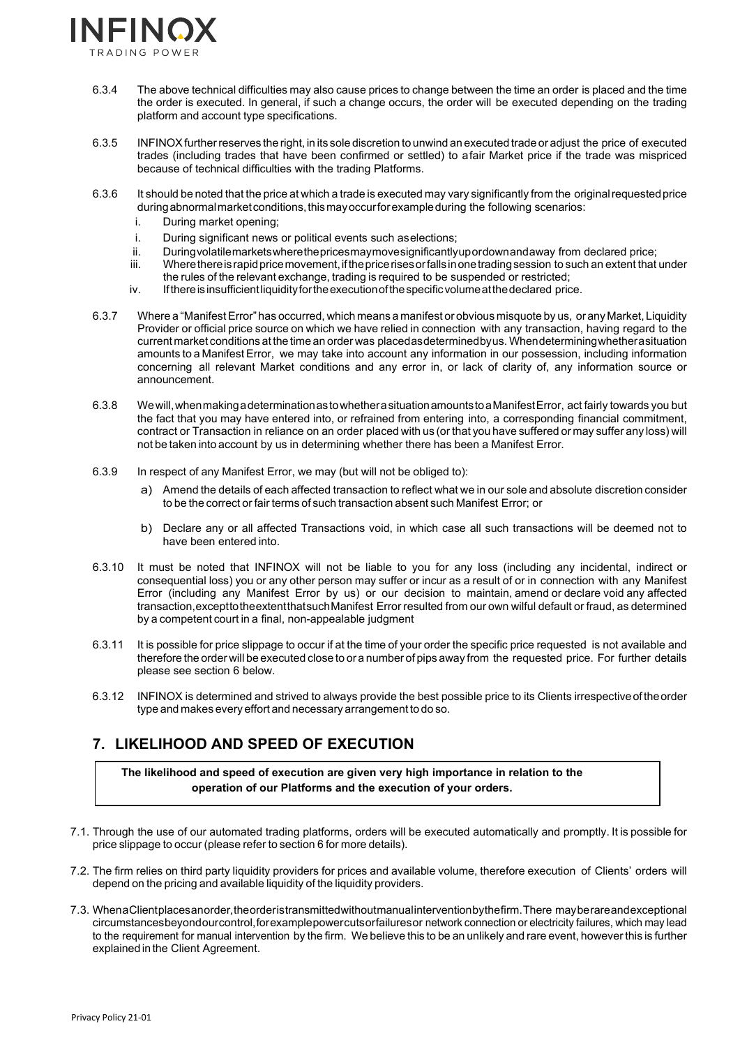6.3.4 The above technical difficulties may also cause prices to change between the time an order is placed and the time the order is executed. In general, if such a change occurs, the order will be executed depending on the trading platform and account type specifications.

6.3.5 INFINOX further reserves the right, in its sole discretion to unwind an executed trade or adjust the price of executed trades (including trades that have been confirmed or settled) to a fair Market price if the trade was mispriced because of technical difficulties with the trading Platforms.

6.3.6 It should be noted that the price at which a trade is executed may vary significantly from the original requested price during abnormal market conditions, this may occur for example during the following scenarios:

i. During market opening;
i. During significant news or political events such as elections;
ii. During volatile markets where the prices may move significantly up or down and away from declared price;
iii. Where there is rapid price movement, if the price rises or falls in one trading session to such an extent that under the rules of the relevant exchange, trading is required to be suspended or restricted;
iv. If there is insufficient liquidity for the execution of the specific volume at the declared price.

6.3.7 Where a "Manifest Error" has occurred, which means a manifest or obvious misquote by us, or any Market, Liquidity Provider or official price source on which we have relied in connection with any transaction, having regard to the current market conditions at the time an order was placed as determined by us. When determining whether a situation amounts to a Manifest Error, we may take into account any information in our possession, including information concerning all relevant Market conditions and any error in, or lack of clarity of, any information source or announcement.

6.3.8 We will, when making a determination as to whether a situation amounts to a Manifest Error, act fairly towards you but the fact that you may have entered into, or refrained from entering into, a corresponding financial commitment, contract or Transaction in reliance on an order placed with us (or that you have suffered or may suffer any loss) will not be taken into account by us in determining whether there has been a Manifest Error.

6.3.9 In respect of any Manifest Error, we may (but will not be obliged to):

a) Amend the details of each affected transaction to reflect what we in our sole and absolute discretion consider to be the correct or fair terms of such transaction absent such Manifest Error; or

b) Declare any or all affected Transactions void, in which case all such transactions will be deemed not to have been entered into.

6.3.10 It must be noted that INFINOX will not be liable to you for any loss (including any incidental, indirect or consequential loss) you or any other person may suffer or incur as a result of or in connection with any Manifest Error (including any Manifest Error by us) or our decision to maintain, amend or declare void any affected transaction, except to the extent that such Manifest Error resulted from our own wilful default or fraud, as determined by a competent court in a final, non-appealable judgment

6.3.11 It is possible for price slippage to occur if at the time of your order the specific price requested is not available and therefore the order will be executed close to or a number of pips away from the requested price. For further details please see section 6 below.

6.3.12 INFINOX is determined and strived to always provide the best possible price to its Clients irrespective of the order type and makes every effort and necessary arrangement to do so.

## 7. LIKELIHOOD AND SPEED OF EXECUTION

**The likelihood and speed of execution are given very high importance in relation to the operation of our Platforms and the execution of your orders.**

7.1. Through the use of our automated trading platforms, orders will be executed automatically and promptly. It is possible for price slippage to occur (please refer to section 6 for more details).

7.2. The firm relies on third party liquidity providers for prices and available volume, therefore execution of Clients' orders will depend on the pricing and available liquidity of the liquidity providers.

7.3. When a Client places an order, the order is transmitted without manual intervention by the firm. There may be rare and exceptional circumstances beyond our control, for example power cuts or failures or network connection or electricity failures, which may lead to the requirement for manual intervention by the firm. We believe this to be an unlikely and rare event, however this is further explained in the Client Agreement.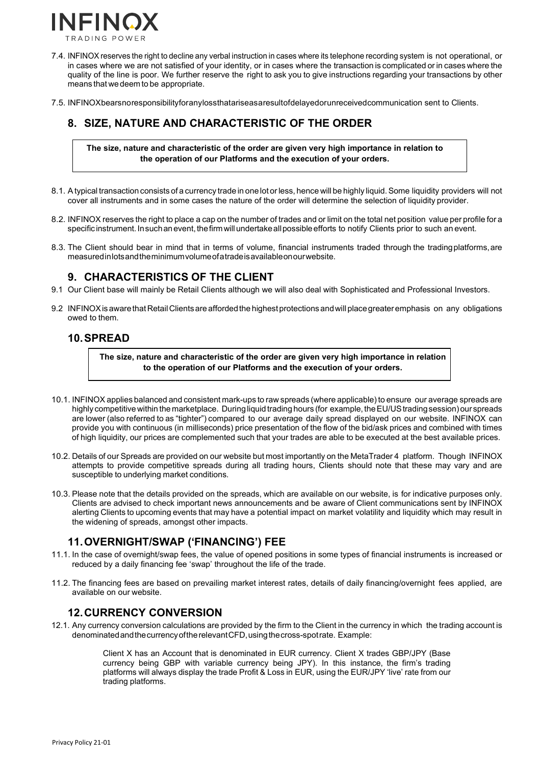7.4. INFINOX reserves the right to decline any verbal instruction in cases where its telephone recording system is not operational, or in cases where we are not satisfied of your identity, or in cases where the transaction is complicated or in cases where the quality of the line is poor. We further reserve the right to ask you to give instructions regarding your transactions by other means that we deem to be appropriate.

7.5. INFINOX bears no responsibility for any loss that arise as a result of delayed or unreceived communication sent to Clients.

## 8. SIZE, NATURE AND CHARACTERISTIC OF THE ORDER

**The size, nature and characteristic of the order are given very high importance in relation to the operation of our Platforms and the execution of your orders.**

8.1. A typical transaction consists of a currency trade in one lot or less, hence will be highly liquid. Some liquidity providers will not cover all instruments and in some cases the nature of the order will determine the selection of liquidity provider.

8.2. INFINOX reserves the right to place a cap on the number of trades and or limit on the total net position value per profile for a specific instrument. In such an event, the firm will undertake all possible efforts to notify Clients prior to such an event.

8.3. The Client should bear in mind that in terms of volume, financial instruments traded through the trading platforms, are measured in lots and the minimum volume of a trade is available on our website.

## 9. CHARACTERISTICS OF THE CLIENT

9.1 Our Client base will mainly be Retail Clients although we will also deal with Sophisticated and Professional Investors.

9.2 INFINOX is aware that Retail Clients are afforded the highest protections and will place greater emphasis on any obligations owed to them.

## 10. SPREAD

**The size, nature and characteristic of the order are given very high importance in relation to the operation of our Platforms and the execution of your orders.**

10.1. INFINOX applies balanced and consistent mark-ups to raw spreads (where applicable) to ensure our average spreads are highly competitive within the marketplace. During liquid trading hours (for example, the EU/US trading session) our spreads are lower (also referred to as "tighter") compared to our average daily spread displayed on our website. INFINOX can provide you with continuous (in milliseconds) price presentation of the flow of the bid/ask prices and combined with times of high liquidity, our prices are complemented such that your trades are able to be executed at the best available prices.

10.2. Details of our Spreads are provided on our website but most importantly on the MetaTrader 4 platform. Though INFINOX attempts to provide competitive spreads during all trading hours, Clients should note that these may vary and are susceptible to underlying market conditions.

10.3. Please note that the details provided on the spreads, which are available on our website, is for indicative purposes only. Clients are advised to check important news announcements and be aware of Client communications sent by INFINOX alerting Clients to upcoming events that may have a potential impact on market volatility and liquidity which may result in the widening of spreads, amongst other impacts.

## 11. OVERNIGHT/SWAP ('FINANCING') FEE

11.1. In the case of overnight/swap fees, the value of opened positions in some types of financial instruments is increased or reduced by a daily financing fee 'swap' throughout the life of the trade.

11.2. The financing fees are based on prevailing market interest rates, details of daily financing/overnight fees applied, are available on our website.

## 12. CURRENCY CONVERSION

12.1. Any currency conversion calculations are provided by the firm to the Client in the currency in which the trading account is denominated and the currency of the relevant CFD, using the cross-spot rate. Example:

> Client X has an Account that is denominated in EUR currency. Client X trades GBP/JPY (Base currency being GBP with variable currency being JPY). In this instance, the firm's trading platforms will always display the trade Profit & Loss in EUR, using the EUR/JPY 'live' rate from our trading platforms.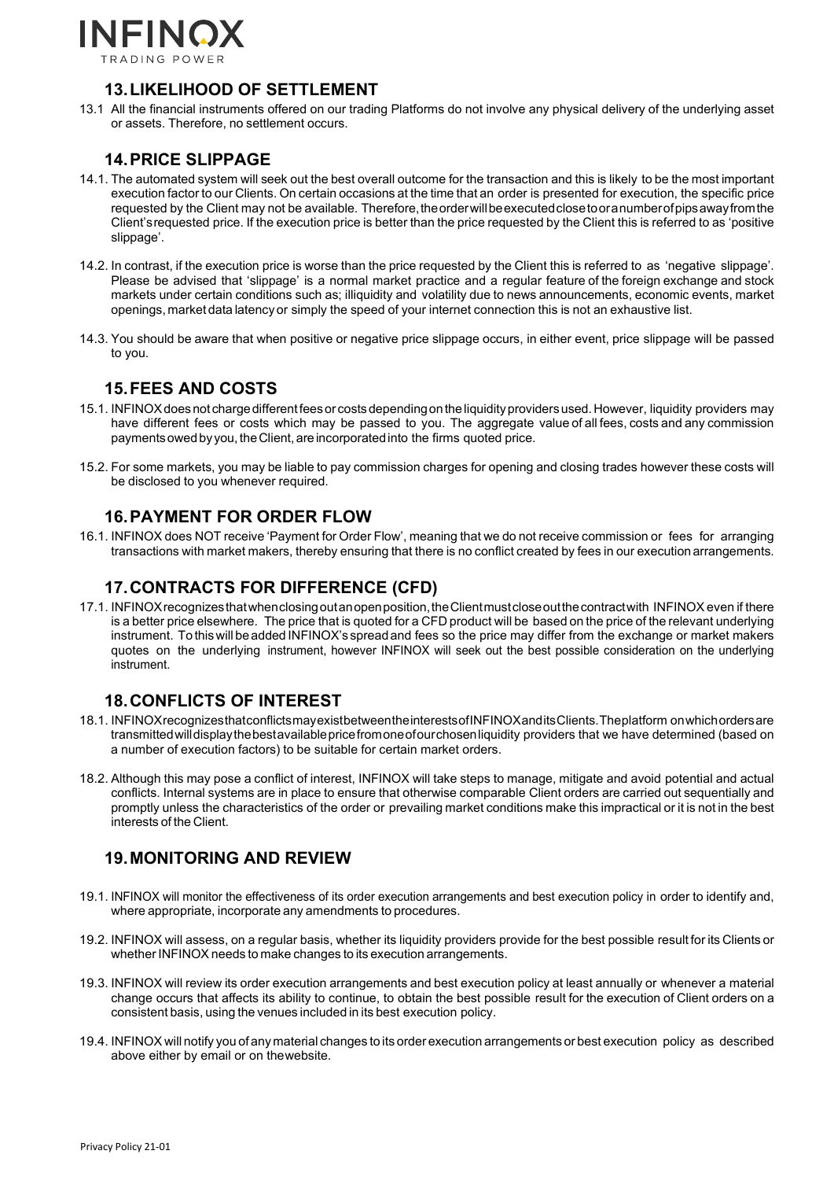## 13. LIKELIHOOD OF SETTLEMENT

13.1 All the financial instruments offered on our trading Platforms do not involve any physical delivery of the underlying asset or assets. Therefore, no settlement occurs.

## 14. PRICE SLIPPAGE

14.1. The automated system will seek out the best overall outcome for the transaction and this is likely to be the most important execution factor to our Clients. On certain occasions at the time that an order is presented for execution, the specific price requested by the Client may not be available. Therefore, the order will be executed close to or a number of pips away from the Client's requested price. If the execution price is better than the price requested by the Client this is referred to as 'positive slippage'.

14.2. In contrast, if the execution price is worse than the price requested by the Client this is referred to as 'negative slippage'. Please be advised that 'slippage' is a normal market practice and a regular feature of the foreign exchange and stock markets under certain conditions such as; illiquidity and volatility due to news announcements, economic events, market openings, market data latency or simply the speed of your internet connection this is not an exhaustive list.

14.3. You should be aware that when positive or negative price slippage occurs, in either event, price slippage will be passed to you.

## 15. FEES AND COSTS

15.1. INFINOX does not charge different fees or costs depending on the liquidity providers used. However, liquidity providers may have different fees or costs which may be passed to you. The aggregate value of all fees, costs and any commission payments owed by you, the Client, are incorporated into the firms quoted price.

15.2. For some markets, you may be liable to pay commission charges for opening and closing trades however these costs will be disclosed to you whenever required.

## 16. PAYMENT FOR ORDER FLOW

16.1. INFINOX does NOT receive 'Payment for Order Flow', meaning that we do not receive commission or fees for arranging transactions with market makers, thereby ensuring that there is no conflict created by fees in our execution arrangements.

## 17. CONTRACTS FOR DIFFERENCE (CFD)

17.1. INFINOX recognizes that when closing out an open position, the Client must close out the contract with INFINOX even if there is a better price elsewhere. The price that is quoted for a CFD product will be based on the price of the relevant underlying instrument. To this will be added INFINOX's spread and fees so the price may differ from the exchange or market makers quotes on the underlying instrument, however INFINOX will seek out the best possible consideration on the underlying instrument.

## 18. CONFLICTS OF INTEREST

18.1. INFINOX recognizes that conflicts may exist between the interests of INFINOX and its Clients. The platform on which orders are transmitted will display the best available price from one of our chosen liquidity providers that we have determined (based on a number of execution factors) to be suitable for certain market orders.

18.2. Although this may pose a conflict of interest, INFINOX will take steps to manage, mitigate and avoid potential and actual conflicts. Internal systems are in place to ensure that otherwise comparable Client orders are carried out sequentially and promptly unless the characteristics of the order or prevailing market conditions make this impractical or it is not in the best interests of the Client.

## 19. MONITORING AND REVIEW

19.1. INFINOX will monitor the effectiveness of its order execution arrangements and best execution policy in order to identify and, where appropriate, incorporate any amendments to procedures.

19.2. INFINOX will assess, on a regular basis, whether its liquidity providers provide for the best possible result for its Clients or whether INFINOX needs to make changes to its execution arrangements.

19.3. INFINOX will review its order execution arrangements and best execution policy at least annually or whenever a material change occurs that affects its ability to continue, to obtain the best possible result for the execution of Client orders on a consistent basis, using the venues included in its best execution policy.

19.4. INFINOX will notify you of any material changes to its order execution arrangements or best execution policy as described above either by email or on the website.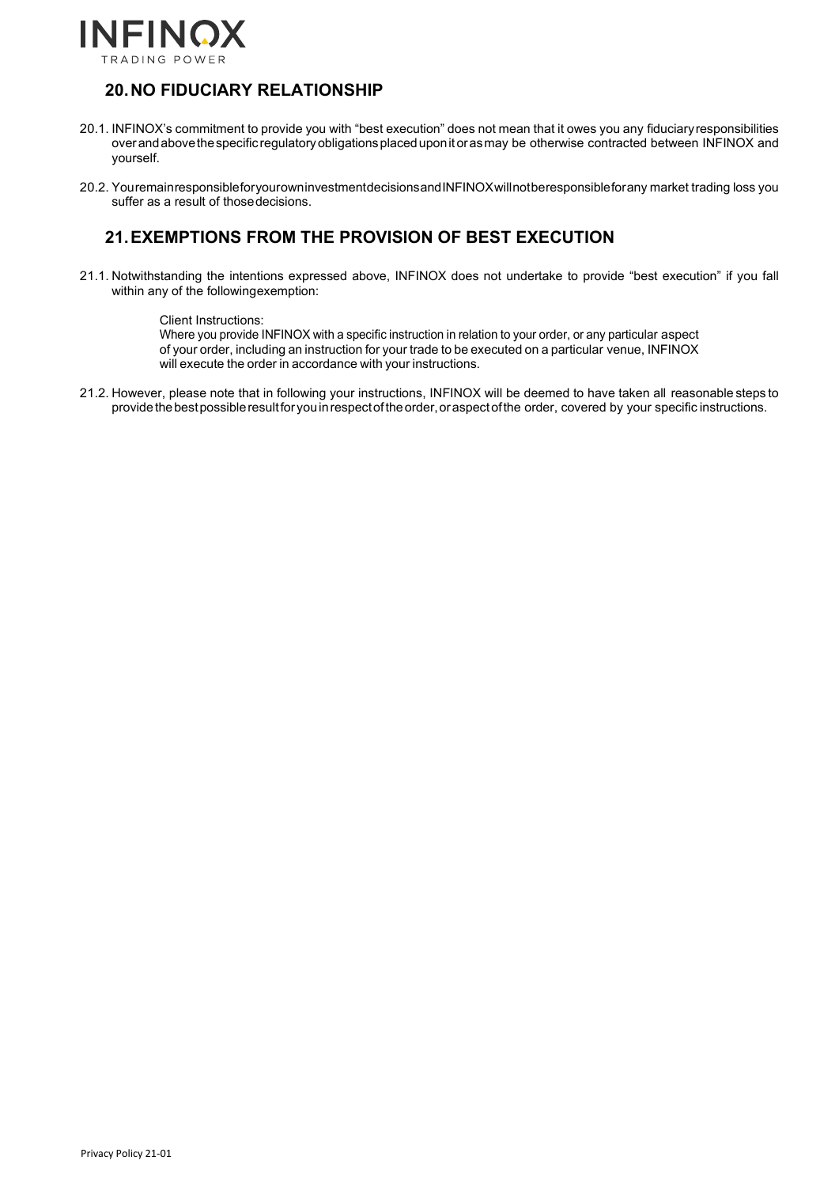## 20. NO FIDUCIARY RELATIONSHIP

20.1. INFINOX's commitment to provide you with "best execution" does not mean that it owes you any fiduciary responsibilities over and above the specific regulatory obligations placed upon it or as may be otherwise contracted between INFINOX and yourself.

20.2. You remain responsible for your own investment decisions and INFINOX will not be responsible for any market trading loss you suffer as a result of those decisions.

## 21. EXEMPTIONS FROM THE PROVISION OF BEST EXECUTION

21.1. Notwithstanding the intentions expressed above, INFINOX does not undertake to provide "best execution" if you fall within any of the following exemption:

> Client Instructions:
> Where you provide INFINOX with a specific instruction in relation to your order, or any particular aspect of your order, including an instruction for your trade to be executed on a particular venue, INFINOX will execute the order in accordance with your instructions.

21.2. However, please note that in following your instructions, INFINOX will be deemed to have taken all reasonable steps to provide the best possible result for you in respect of the order, or aspect of the order, covered by your specific instructions.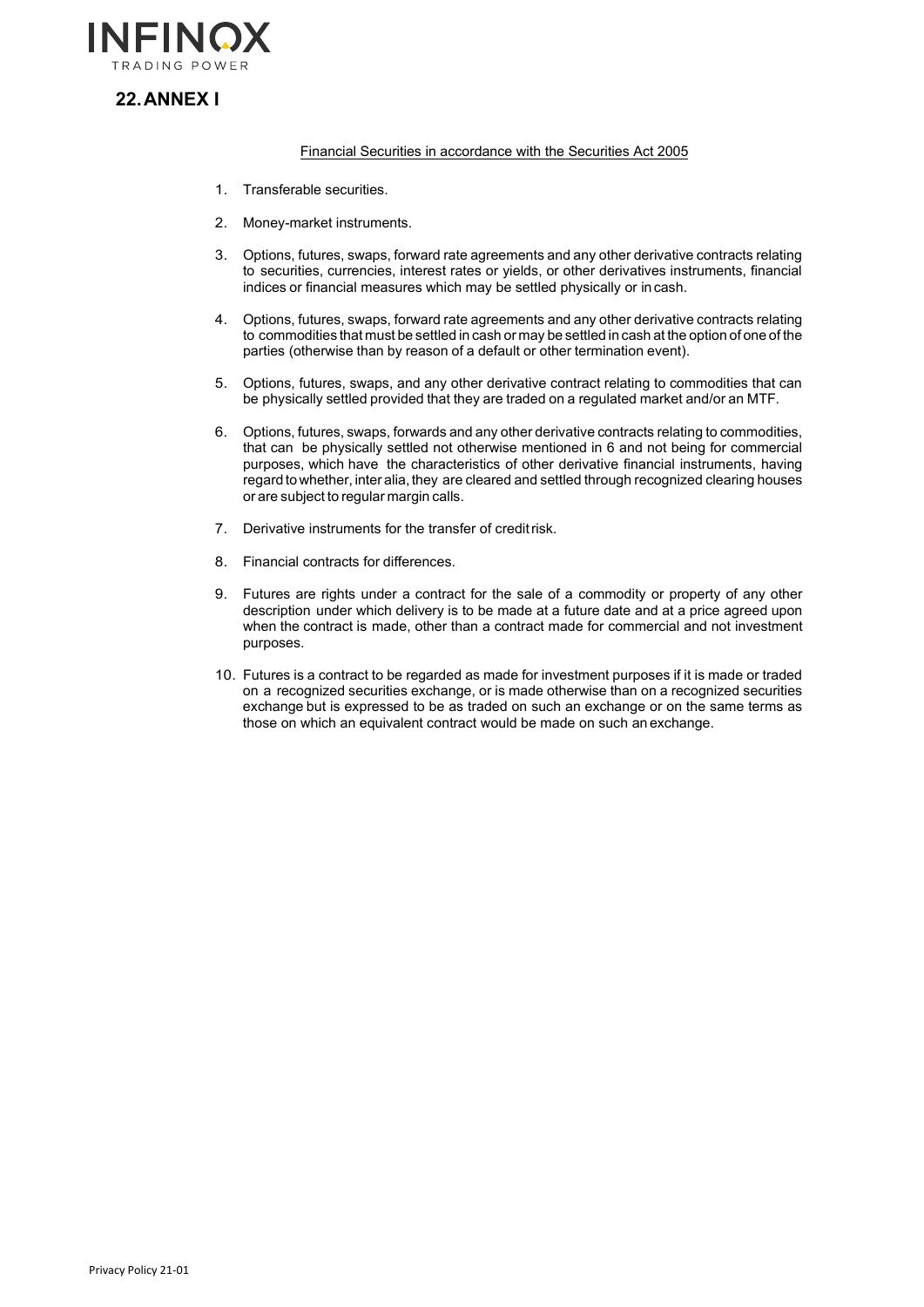## 22. ANNEX I

Financial Securities in accordance with the Securities Act 2005

1. Transferable securities.
2. Money-market instruments.
3. Options, futures, swaps, forward rate agreements and any other derivative contracts relating to securities, currencies, interest rates or yields, or other derivatives instruments, financial indices or financial measures which may be settled physically or in cash.
4. Options, futures, swaps, forward rate agreements and any other derivative contracts relating to commodities that must be settled in cash or may be settled in cash at the option of one of the parties (otherwise than by reason of a default or other termination event).
5. Options, futures, swaps, and any other derivative contract relating to commodities that can be physically settled provided that they are traded on a regulated market and/or an MTF.
6. Options, futures, swaps, forwards and any other derivative contracts relating to commodities, that can be physically settled not otherwise mentioned in 6 and not being for commercial purposes, which have the characteristics of other derivative financial instruments, having regard to whether, inter alia, they are cleared and settled through recognized clearing houses or are subject to regular margin calls.
7. Derivative instruments for the transfer of credit risk.
8. Financial contracts for differences.
9. Futures are rights under a contract for the sale of a commodity or property of any other description under which delivery is to be made at a future date and at a price agreed upon when the contract is made, other than a contract made for commercial and not investment purposes.
10. Futures is a contract to be regarded as made for investment purposes if it is made or traded on a recognized securities exchange, or is made otherwise than on a recognized securities exchange but is expressed to be as traded on such an exchange or on the same terms as those on which an equivalent contract would be made on such an exchange.